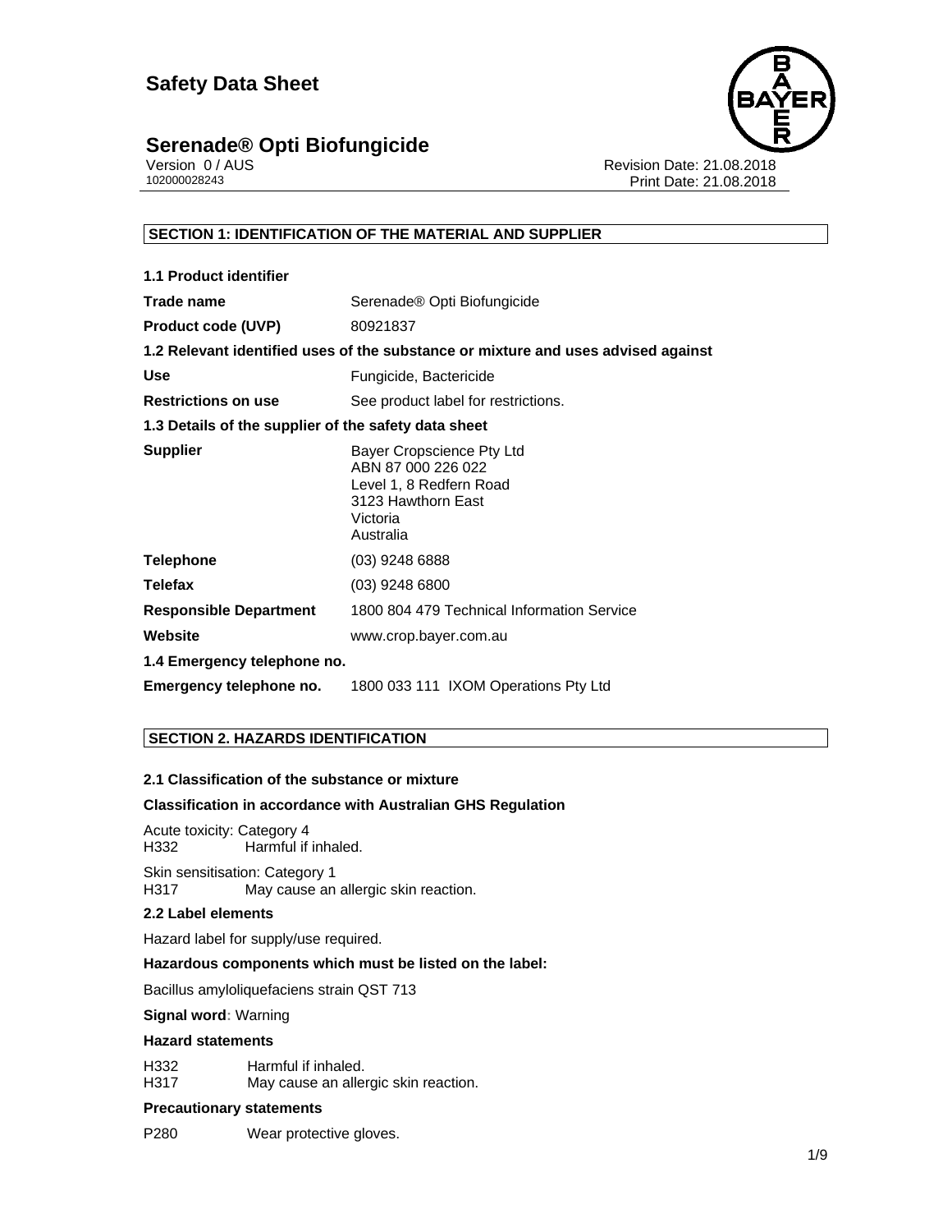# Safety Data Sheet

## Serenade® Opti Biofungicide

Version 0 / AUS
102000028243

Revision Date: 21.08.2018
Print Date: 21.08.2018

### SECTION 1: IDENTIFICATION OF THE MATERIAL AND SUPPLIER

**1.1 Product identifier**

| | |
|---|---|
| **Trade name** | Serenade® Opti Biofungicide |
| **Product code (UVP)** | 80921837 |

**1.2 Relevant identified uses of the substance or mixture and uses advised against**

| | |
|---|---|
| **Use** | Fungicide, Bactericide |
| **Restrictions on use** | See product label for restrictions. |

**1.3 Details of the supplier of the safety data sheet**

| | |
|---|---|
| **Supplier** | Bayer Cropscience Pty Ltd<br>ABN 87 000 226 022<br>Level 1, 8 Redfern Road<br>3123 Hawthorn East<br>Victoria<br>Australia |
| **Telephone** | (03) 9248 6888 |
| **Telefax** | (03) 9248 6800 |
| **Responsible Department** | 1800 804 479 Technical Information Service |
| **Website** | www.crop.bayer.com.au |

**1.4 Emergency telephone no.**

| | |
|---|---|
| **Emergency telephone no.** | 1800 033 111 IXOM Operations Pty Ltd |

### SECTION 2. HAZARDS IDENTIFICATION

**2.1 Classification of the substance or mixture**

**Classification in accordance with Australian GHS Regulation**

Acute toxicity: Category 4
H332 Harmful if inhaled.

Skin sensitisation: Category 1
H317 May cause an allergic skin reaction.

**2.2 Label elements**

Hazard label for supply/use required.

**Hazardous components which must be listed on the label:**

Bacillus amyloliquefaciens strain QST 713

**Signal word**: Warning

**Hazard statements**

H332 Harmful if inhaled.
H317 May cause an allergic skin reaction.

**Precautionary statements**

P280 Wear protective gloves.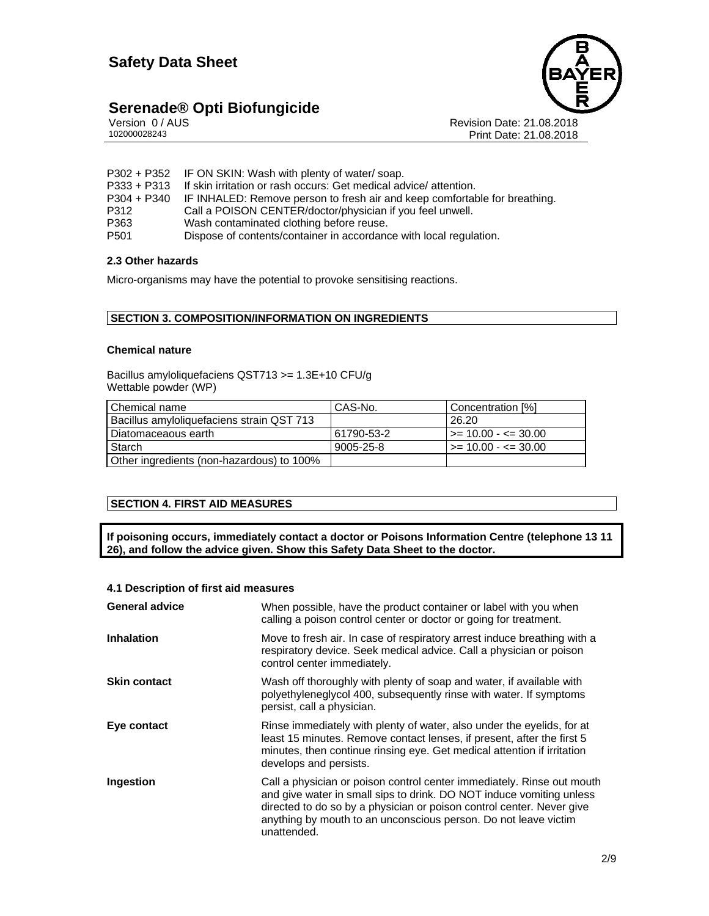| | |
|---|---|
| P302 + P352 | IF ON SKIN: Wash with plenty of water/ soap. |
| P333 + P313 | If skin irritation or rash occurs: Get medical advice/ attention. |
| P304 + P340 | IF INHALED: Remove person to fresh air and keep comfortable for breathing. |
| P312 | Call a POISON CENTER/doctor/physician if you feel unwell. |
| P363 | Wash contaminated clothing before reuse. |
| P501 | Dispose of contents/container in accordance with local regulation. |

### 2.3 Other hazards

Micro-organisms may have the potential to provoke sensitising reactions.

## SECTION 3. COMPOSITION/INFORMATION ON INGREDIENTS

### Chemical nature

Bacillus amyloliquefaciens QST713 >= 1.3E+10 CFU/g
Wettable powder (WP)

| Chemical name | CAS-No. | Concentration [%] |
|---|---|---|
| Bacillus amyloliquefaciens strain QST 713 | | 26.20 |
| Diatomaceaous earth | 61790-53-2 | >= 10.00 - <= 30.00 |
| Starch | 9005-25-8 | >= 10.00 - <= 30.00 |
| Other ingredients (non-hazardous) to 100% | | |

## SECTION 4. FIRST AID MEASURES

**If poisoning occurs, immediately contact a doctor or Poisons Information Centre (telephone 13 11 26), and follow the advice given. Show this Safety Data Sheet to the doctor.**

### 4.1 Description of first aid measures

**General advice**
When possible, have the product container or label with you when calling a poison control center or doctor or going for treatment.

**Inhalation**
Move to fresh air. In case of respiratory arrest induce breathing with a respiratory device. Seek medical advice. Call a physician or poison control center immediately.

**Skin contact**
Wash off thoroughly with plenty of soap and water, if available with polyethyleneglycol 400, subsequently rinse with water. If symptoms persist, call a physician.

**Eye contact**
Rinse immediately with plenty of water, also under the eyelids, for at least 15 minutes. Remove contact lenses, if present, after the first 5 minutes, then continue rinsing eye. Get medical attention if irritation develops and persists.

**Ingestion**
Call a physician or poison control center immediately. Rinse out mouth and give water in small sips to drink. DO NOT induce vomiting unless directed to do so by a physician or poison control center. Never give anything by mouth to an unconscious person. Do not leave victim unattended.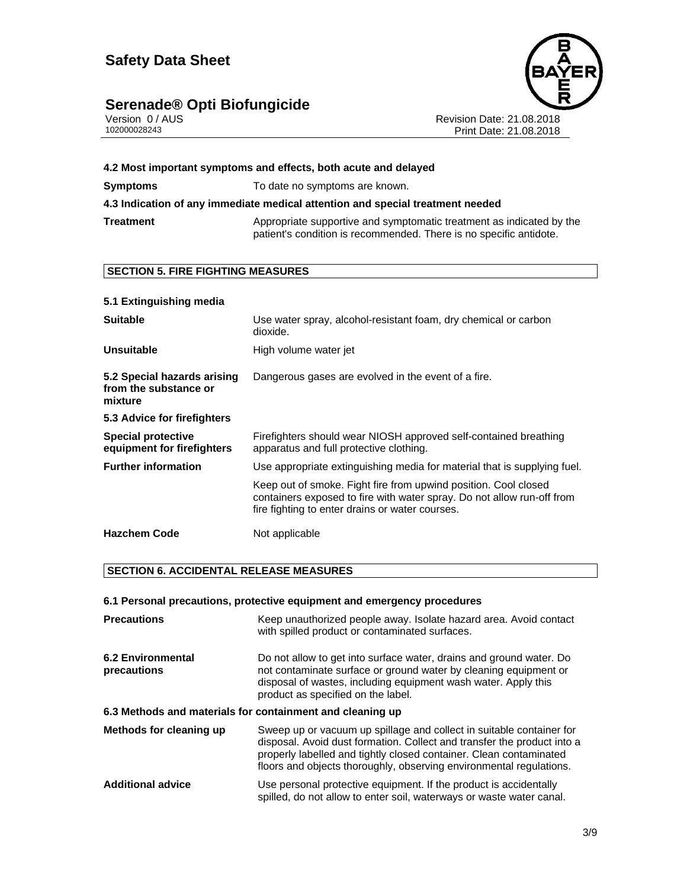#### 4.2 Most important symptoms and effects, both acute and delayed

| | |
|---|---|
| **Symptoms** | To date no symptoms are known. |

#### 4.3 Indication of any immediate medical attention and special treatment needed

| | |
|---|---|
| **Treatment** | Appropriate supportive and symptomatic treatment as indicated by the patient's condition is recommended. There is no specific antidote. |

## SECTION 5. FIRE FIGHTING MEASURES

#### 5.1 Extinguishing media

| | |
|---|---|
| **Suitable** | Use water spray, alcohol-resistant foam, dry chemical or carbon dioxide. |
| **Unsuitable** | High volume water jet |
| **5.2 Special hazards arising from the substance or mixture** | Dangerous gases are evolved in the event of a fire. |

#### 5.3 Advice for firefighters

| | |
|---|---|
| **Special protective equipment for firefighters** | Firefighters should wear NIOSH approved self-contained breathing apparatus and full protective clothing. |
| **Further information** | Use appropriate extinguishing media for material that is supplying fuel. |
| | Keep out of smoke. Fight fire from upwind position. Cool closed containers exposed to fire with water spray. Do not allow run-off from fire fighting to enter drains or water courses. |
| **Hazchem Code** | Not applicable |

## SECTION 6. ACCIDENTAL RELEASE MEASURES

#### 6.1 Personal precautions, protective equipment and emergency procedures

| | |
|---|---|
| **Precautions** | Keep unauthorized people away. Isolate hazard area. Avoid contact with spilled product or contaminated surfaces. |
| **6.2 Environmental precautions** | Do not allow to get into surface water, drains and ground water. Do not contaminate surface or ground water by cleaning equipment or disposal of wastes, including equipment wash water. Apply this product as specified on the label. |

#### 6.3 Methods and materials for containment and cleaning up

| | |
|---|---|
| **Methods for cleaning up** | Sweep up or vacuum up spillage and collect in suitable container for disposal. Avoid dust formation. Collect and transfer the product into a properly labelled and tightly closed container. Clean contaminated floors and objects thoroughly, observing environmental regulations. |
| **Additional advice** | Use personal protective equipment. If the product is accidentally spilled, do not allow to enter soil, waterways or waste water canal. |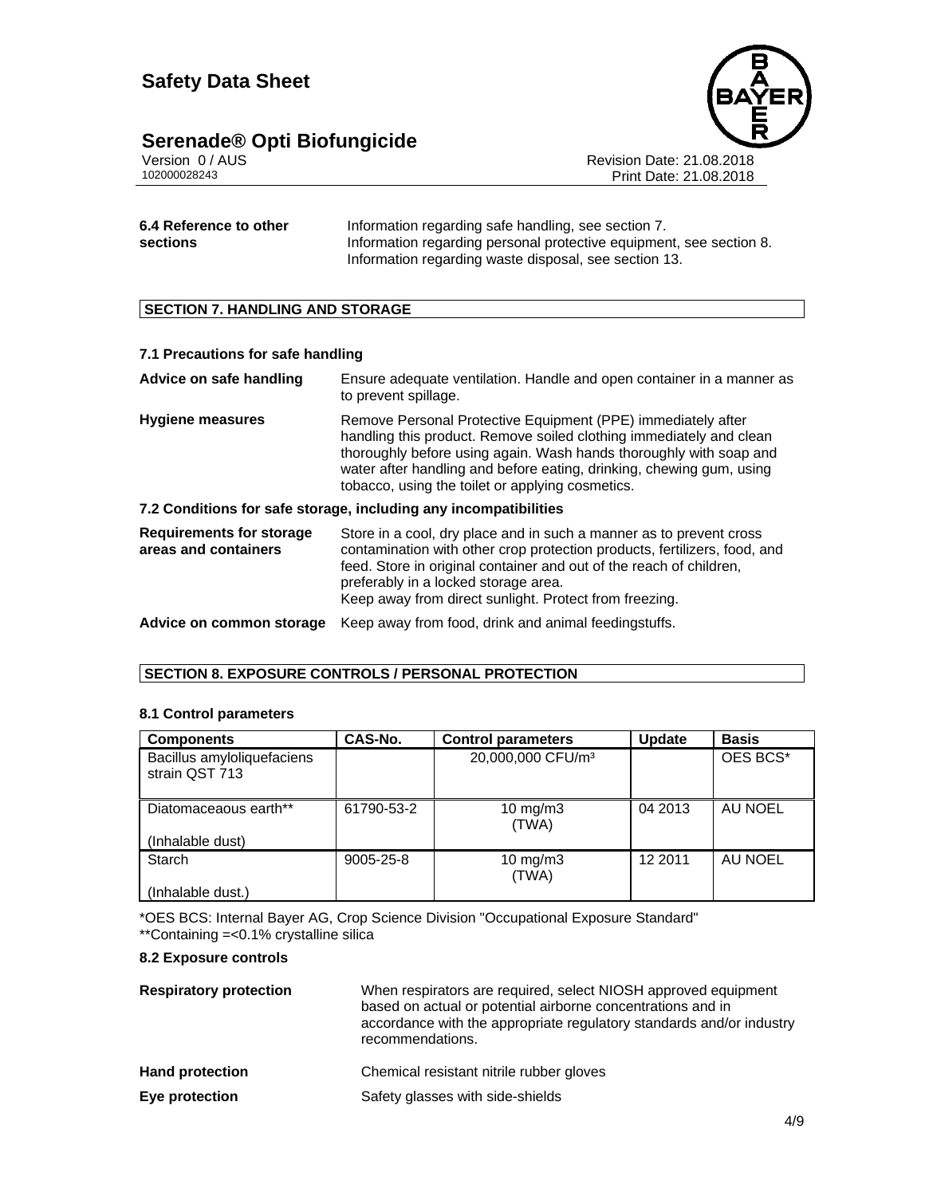**6.4 Reference to other sections**

Information regarding safe handling, see section 7.
Information regarding personal protective equipment, see section 8.
Information regarding waste disposal, see section 13.

## SECTION 7. HANDLING AND STORAGE

### 7.1 Precautions for safe handling

**Advice on safe handling** Ensure adequate ventilation. Handle and open container in a manner as to prevent spillage.

**Hygiene measures** Remove Personal Protective Equipment (PPE) immediately after handling this product. Remove soiled clothing immediately and clean thoroughly before using again. Wash hands thoroughly with soap and water after handling and before eating, drinking, chewing gum, using tobacco, using the toilet or applying cosmetics.

### 7.2 Conditions for safe storage, including any incompatibilities

**Requirements for storage areas and containers** Store in a cool, dry place and in such a manner as to prevent cross contamination with other crop protection products, fertilizers, food, and feed. Store in original container and out of the reach of children, preferably in a locked storage area.
Keep away from direct sunlight. Protect from freezing.

**Advice on common storage** Keep away from food, drink and animal feedingstuffs.

## SECTION 8. EXPOSURE CONTROLS / PERSONAL PROTECTION

### 8.1 Control parameters

| Components | CAS-No. | Control parameters | Update | Basis |
|---|---|---|---|---|
| Bacillus amyloliquefaciens strain QST 713 | | 20,000,000 CFU/m³ | | OES BCS* |
| Diatomaceaous earth** (Inhalable dust) | 61790-53-2 | 10 mg/m3 (TWA) | 04 2013 | AU NOEL |
| Starch (Inhalable dust.) | 9005-25-8 | 10 mg/m3 (TWA) | 12 2011 | AU NOEL |

*OES BCS: Internal Bayer AG, Crop Science Division "Occupational Exposure Standard"
**Containing =<0.1% crystalline silica

### 8.2 Exposure controls

**Respiratory protection** When respirators are required, select NIOSH approved equipment based on actual or potential airborne concentrations and in accordance with the appropriate regulatory standards and/or industry recommendations.

**Hand protection** Chemical resistant nitrile rubber gloves

**Eye protection** Safety glasses with side-shields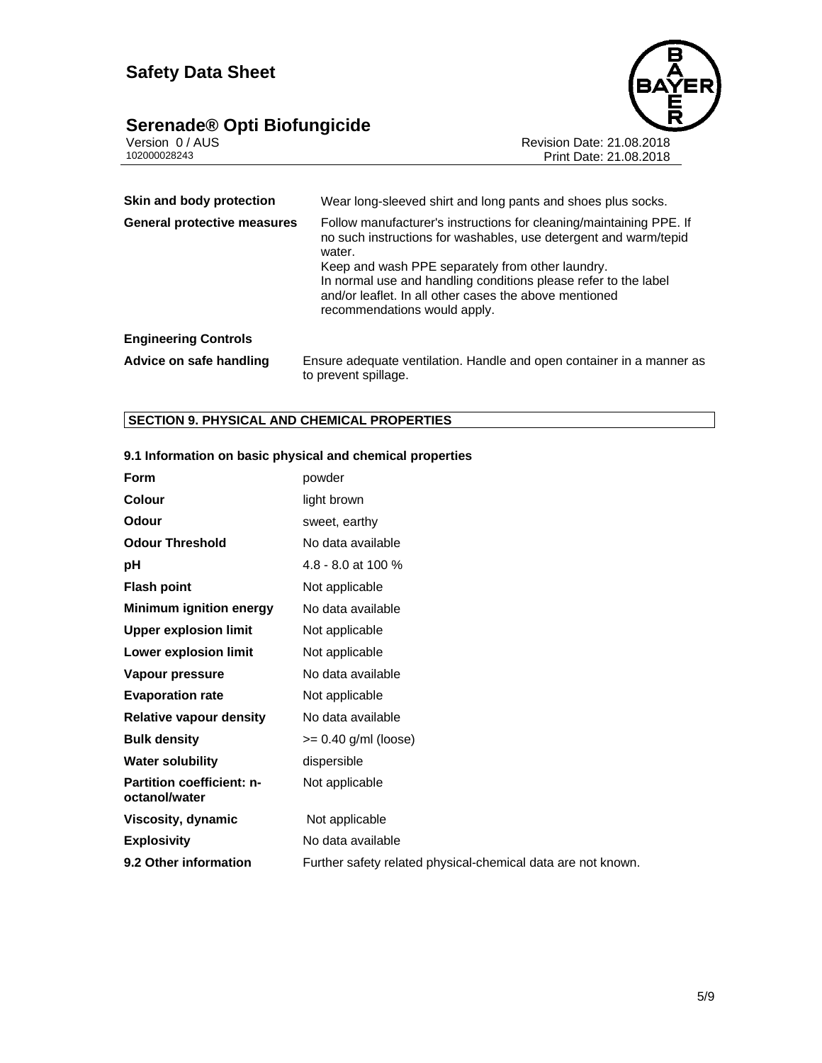| | |
|---|---|
| **Skin and body protection** | Wear long-sleeved shirt and long pants and shoes plus socks. |
| **General protective measures** | Follow manufacturer's instructions for cleaning/maintaining PPE. If no such instructions for washables, use detergent and warm/tepid water.<br>Keep and wash PPE separately from other laundry.<br>In normal use and handling conditions please refer to the label and/or leaflet. In all other cases the above mentioned recommendations would apply. |

**Engineering Controls**

| | |
|---|---|
| **Advice on safe handling** | Ensure adequate ventilation. Handle and open container in a manner as to prevent spillage. |

## SECTION 9. PHYSICAL AND CHEMICAL PROPERTIES

### 9.1 Information on basic physical and chemical properties

| | |
|---|---|
| **Form** | powder |
| **Colour** | light brown |
| **Odour** | sweet, earthy |
| **Odour Threshold** | No data available |
| **pH** | 4.8 - 8.0 at 100 % |
| **Flash point** | Not applicable |
| **Minimum ignition energy** | No data available |
| **Upper explosion limit** | Not applicable |
| **Lower explosion limit** | Not applicable |
| **Vapour pressure** | No data available |
| **Evaporation rate** | Not applicable |
| **Relative vapour density** | No data available |
| **Bulk density** | >= 0.40 g/ml (loose) |
| **Water solubility** | dispersible |
| **Partition coefficient: n-octanol/water** | Not applicable |
| **Viscosity, dynamic** | Not applicable |
| **Explosivity** | No data available |
| **9.2 Other information** | Further safety related physical-chemical data are not known. |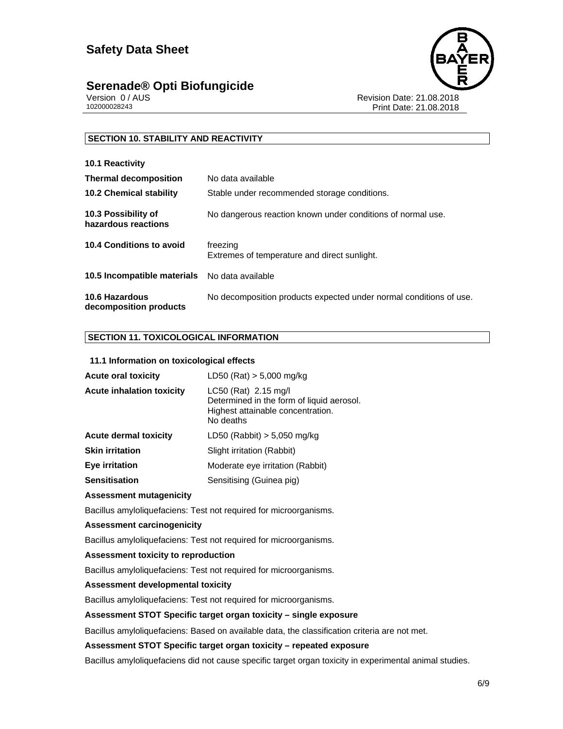## SECTION 10. STABILITY AND REACTIVITY

**10.1 Reactivity**

| | |
|---|---|
| **Thermal decomposition** | No data available |
| **10.2 Chemical stability** | Stable under recommended storage conditions. |
| **10.3 Possibility of hazardous reactions** | No dangerous reaction known under conditions of normal use. |
| **10.4 Conditions to avoid** | freezing<br>Extremes of temperature and direct sunlight. |
| **10.5 Incompatible materials** | No data available |
| **10.6 Hazardous decomposition products** | No decomposition products expected under normal conditions of use. |

## SECTION 11. TOXICOLOGICAL INFORMATION

### 11.1 Information on toxicological effects

| | |
|---|---|
| **Acute oral toxicity** | LD50 (Rat) > 5,000 mg/kg |
| **Acute inhalation toxicity** | LC50 (Rat) 2.15 mg/l<br>Determined in the form of liquid aerosol.<br>Highest attainable concentration.<br>No deaths |
| **Acute dermal toxicity** | LD50 (Rabbit) > 5,050 mg/kg |
| **Skin irritation** | Slight irritation (Rabbit) |
| **Eye irritation** | Moderate eye irritation (Rabbit) |
| **Sensitisation** | Sensitising (Guinea pig) |

**Assessment mutagenicity**

Bacillus amyloliquefaciens: Test not required for microorganisms.

**Assessment carcinogenicity**

Bacillus amyloliquefaciens: Test not required for microorganisms.

**Assessment toxicity to reproduction**

Bacillus amyloliquefaciens: Test not required for microorganisms.

**Assessment developmental toxicity**

Bacillus amyloliquefaciens: Test not required for microorganisms.

**Assessment STOT Specific target organ toxicity – single exposure**

Bacillus amyloliquefaciens: Based on available data, the classification criteria are not met.

**Assessment STOT Specific target organ toxicity – repeated exposure**

Bacillus amyloliquefaciens did not cause specific target organ toxicity in experimental animal studies.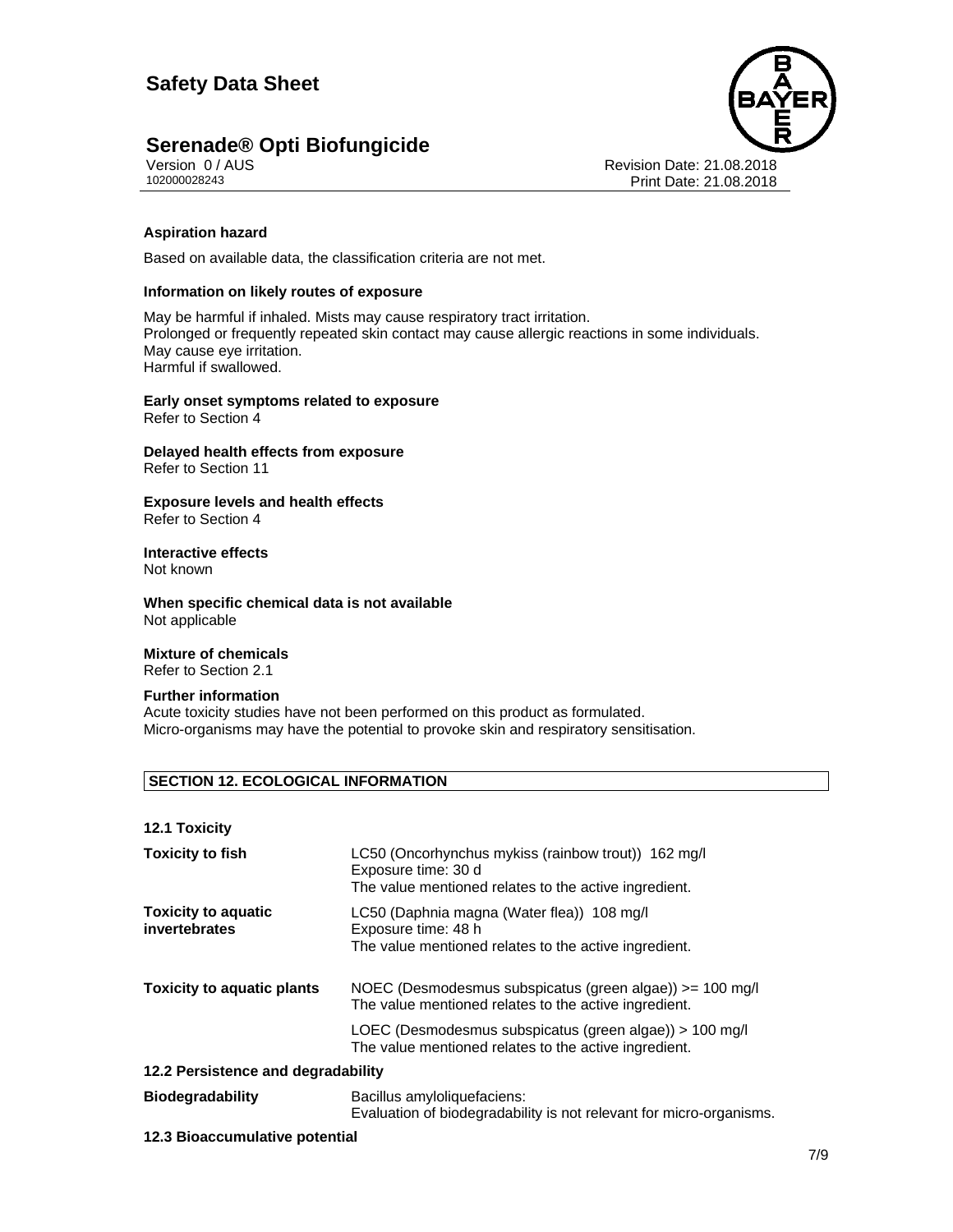**Aspiration hazard**

Based on available data, the classification criteria are not met.

**Information on likely routes of exposure**

May be harmful if inhaled. Mists may cause respiratory tract irritation.
Prolonged or frequently repeated skin contact may cause allergic reactions in some individuals.
May cause eye irritation.
Harmful if swallowed.

**Early onset symptoms related to exposure**
Refer to Section 4

**Delayed health effects from exposure**
Refer to Section 11

**Exposure levels and health effects**
Refer to Section 4

**Interactive effects**
Not known

**When specific chemical data is not available**
Not applicable

**Mixture of chemicals**
Refer to Section 2.1

**Further information**
Acute toxicity studies have not been performed on this product as formulated.
Micro-organisms may have the potential to provoke skin and respiratory sensitisation.

## SECTION 12. ECOLOGICAL INFORMATION

### 12.1 Toxicity

| | |
|---|---|
| **Toxicity to fish** | LC50 (Oncorhynchus mykiss (rainbow trout)) 162 mg/l<br>Exposure time: 30 d<br>The value mentioned relates to the active ingredient. |
| **Toxicity to aquatic invertebrates** | LC50 (Daphnia magna (Water flea)) 108 mg/l<br>Exposure time: 48 h<br>The value mentioned relates to the active ingredient. |
| **Toxicity to aquatic plants** | NOEC (Desmodesmus subspicatus (green algae)) >= 100 mg/l<br>The value mentioned relates to the active ingredient. |
| | LOEC (Desmodesmus subspicatus (green algae)) > 100 mg/l<br>The value mentioned relates to the active ingredient. |

### 12.2 Persistence and degradability

| | |
|---|---|
| **Biodegradability** | Bacillus amyloliquefaciens:<br>Evaluation of biodegradability is not relevant for micro-organisms. |

### 12.3 Bioaccumulative potential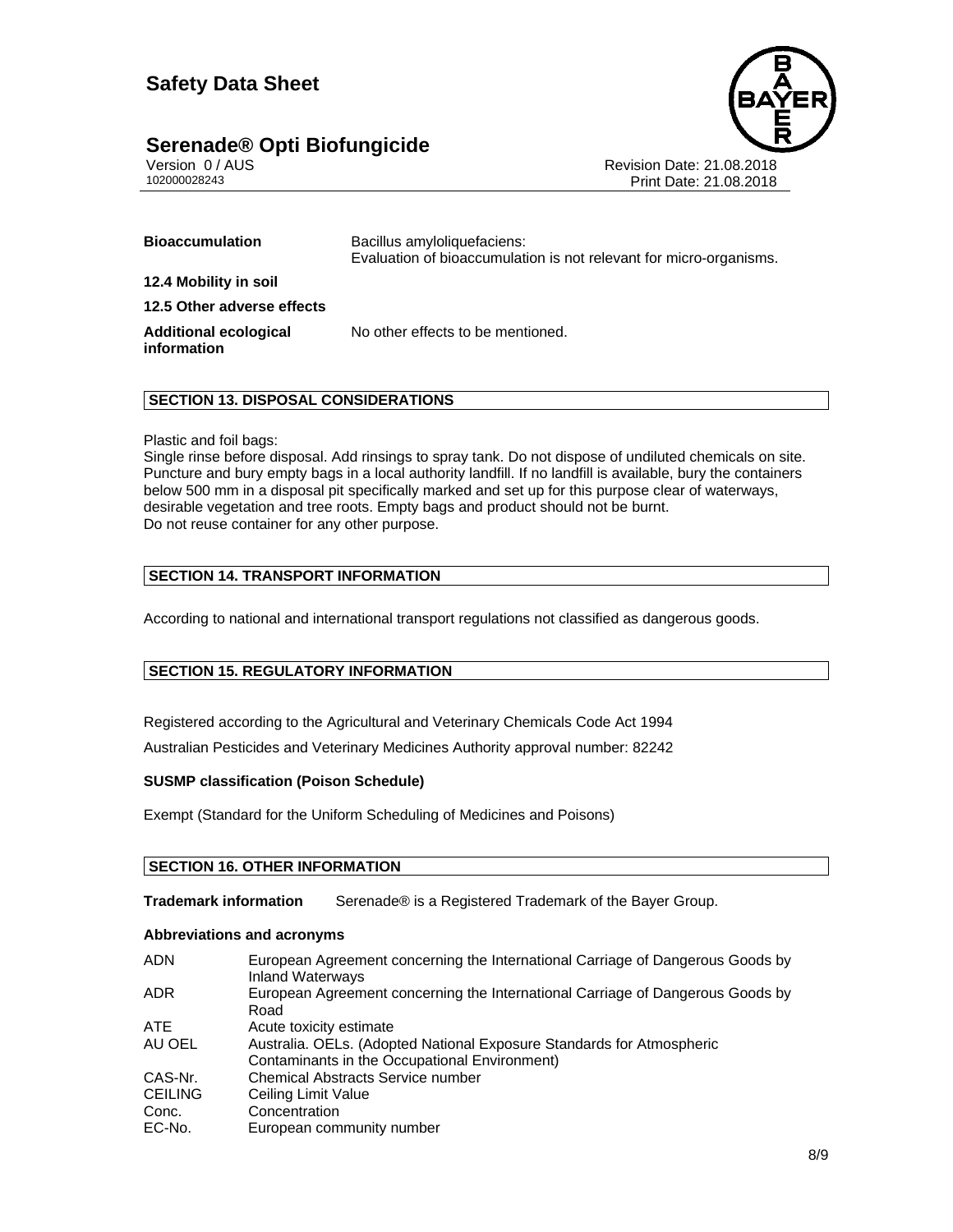| | |
|---|---|
| **Bioaccumulation** | Bacillus amyloliquefaciens:<br>Evaluation of bioaccumulation is not relevant for micro-organisms. |

**12.4 Mobility in soil**

**12.5 Other adverse effects**

| | |
|---|---|
| **Additional ecological information** | No other effects to be mentioned. |

## SECTION 13. DISPOSAL CONSIDERATIONS

Plastic and foil bags:
Single rinse before disposal. Add rinsings to spray tank. Do not dispose of undiluted chemicals on site. Puncture and bury empty bags in a local authority landfill. If no landfill is available, bury the containers below 500 mm in a disposal pit specifically marked and set up for this purpose clear of waterways, desirable vegetation and tree roots. Empty bags and product should not be burnt.
Do not reuse container for any other purpose.

## SECTION 14. TRANSPORT INFORMATION

According to national and international transport regulations not classified as dangerous goods.

## SECTION 15. REGULATORY INFORMATION

Registered according to the Agricultural and Veterinary Chemicals Code Act 1994

Australian Pesticides and Veterinary Medicines Authority approval number: 82242

**SUSMP classification (Poison Schedule)**

Exempt (Standard for the Uniform Scheduling of Medicines and Poisons)

## SECTION 16. OTHER INFORMATION

**Trademark information** Serenade® is a Registered Trademark of the Bayer Group.

**Abbreviations and acronyms**

| | |
|---|---|
| ADN | European Agreement concerning the International Carriage of Dangerous Goods by Inland Waterways |
| ADR | European Agreement concerning the International Carriage of Dangerous Goods by Road |
| ATE | Acute toxicity estimate |
| AU OEL | Australia. OELs. (Adopted National Exposure Standards for Atmospheric Contaminants in the Occupational Environment) |
| CAS-Nr. | Chemical Abstracts Service number |
| CEILING | Ceiling Limit Value |
| Conc. | Concentration |
| EC-No. | European community number |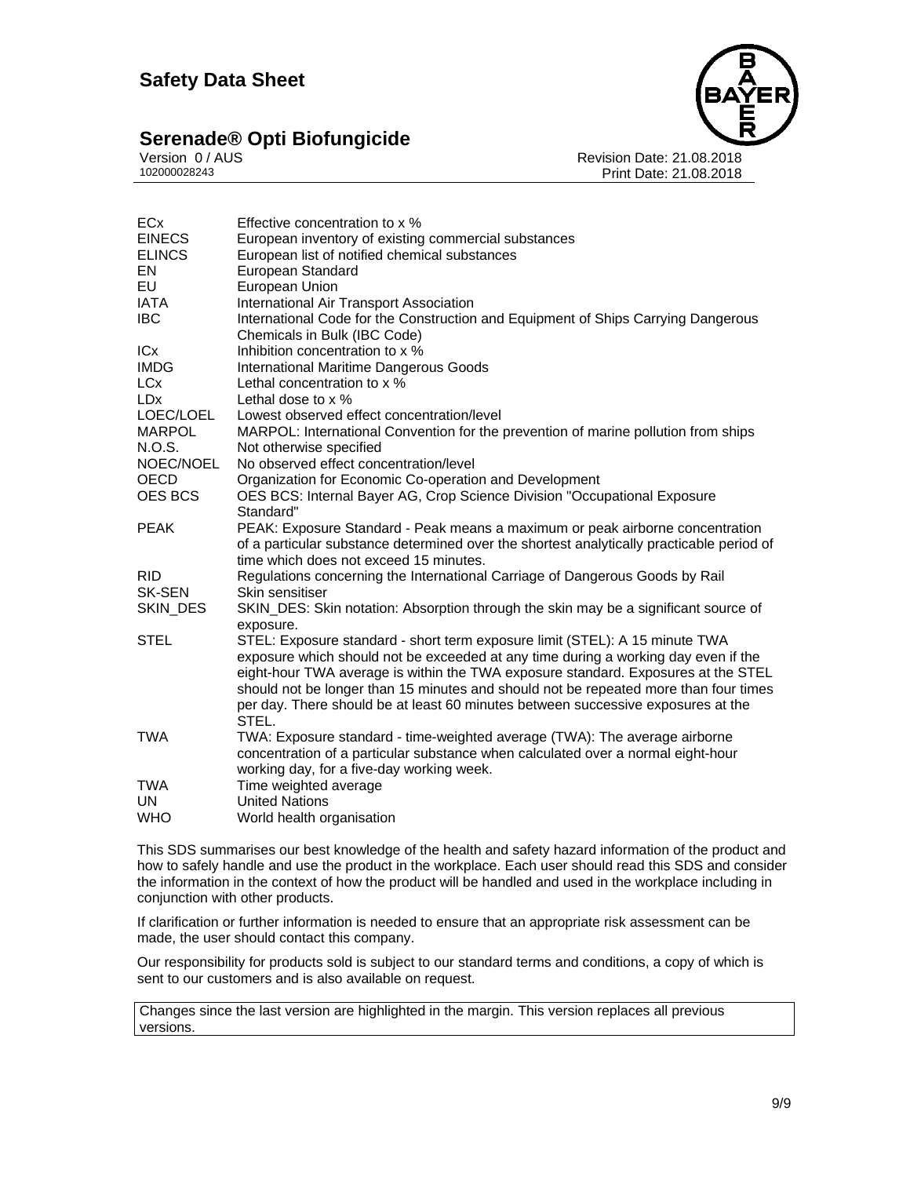| | |
|---|---|
| ECx | Effective concentration to x % |
| EINECS | European inventory of existing commercial substances |
| ELINCS | European list of notified chemical substances |
| EN | European Standard |
| EU | European Union |
| IATA | International Air Transport Association |
| IBC | International Code for the Construction and Equipment of Ships Carrying Dangerous Chemicals in Bulk (IBC Code) |
| ICx | Inhibition concentration to x % |
| IMDG | International Maritime Dangerous Goods |
| LCx | Lethal concentration to x % |
| LDx | Lethal dose to x % |
| LOEC/LOEL | Lowest observed effect concentration/level |
| MARPOL | MARPOL: International Convention for the prevention of marine pollution from ships |
| N.O.S. | Not otherwise specified |
| NOEC/NOEL | No observed effect concentration/level |
| OECD | Organization for Economic Co-operation and Development |
| OES BCS | OES BCS: Internal Bayer AG, Crop Science Division "Occupational Exposure Standard" |
| PEAK | PEAK: Exposure Standard - Peak means a maximum or peak airborne concentration of a particular substance determined over the shortest analytically practicable period of time which does not exceed 15 minutes. |
| RID | Regulations concerning the International Carriage of Dangerous Goods by Rail |
| SK-SEN | Skin sensitiser |
| SKIN_DES | SKIN_DES: Skin notation: Absorption through the skin may be a significant source of exposure. |
| STEL | STEL: Exposure standard - short term exposure limit (STEL): A 15 minute TWA exposure which should not be exceeded at any time during a working day even if the eight-hour TWA average is within the TWA exposure standard. Exposures at the STEL should not be longer than 15 minutes and should not be repeated more than four times per day. There should be at least 60 minutes between successive exposures at the STEL. |
| TWA | TWA: Exposure standard - time-weighted average (TWA): The average airborne concentration of a particular substance when calculated over a normal eight-hour working day, for a five-day working week. |
| TWA | Time weighted average |
| UN | United Nations |
| WHO | World health organisation |

This SDS summarises our best knowledge of the health and safety hazard information of the product and how to safely handle and use the product in the workplace. Each user should read this SDS and consider the information in the context of how the product will be handled and used in the workplace including in conjunction with other products.

If clarification or further information is needed to ensure that an appropriate risk assessment can be made, the user should contact this company.

Our responsibility for products sold is subject to our standard terms and conditions, a copy of which is sent to our customers and is also available on request.

Changes since the last version are highlighted in the margin. This version replaces all previous versions.